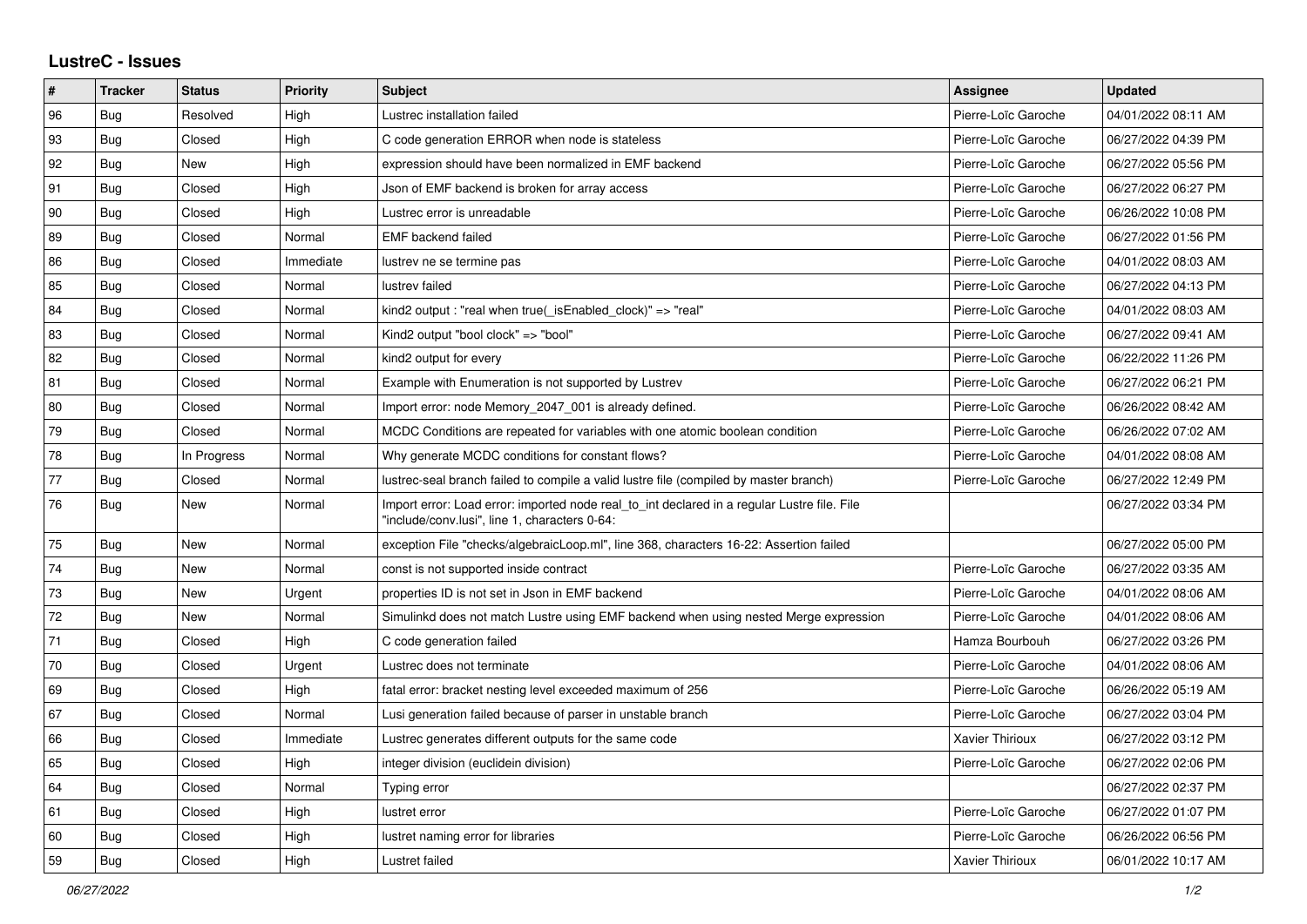## LustreC - Issues

| # | Tracker | Status | Priority | Subject | Assignee | Updated |
|---|---|---|---|---|---|---|
| 96 | Bug | Resolved | High | Lustrec installation failed | Pierre-Loïc Garoche | 04/01/2022 08:11 AM |
| 93 | Bug | Closed | High | C code generation ERROR when node is stateless | Pierre-Loïc Garoche | 06/27/2022 04:39 PM |
| 92 | Bug | New | High | expression should have been normalized in EMF backend | Pierre-Loïc Garoche | 06/27/2022 05:56 PM |
| 91 | Bug | Closed | High | Json of EMF backend is broken for array access | Pierre-Loïc Garoche | 06/27/2022 06:27 PM |
| 90 | Bug | Closed | High | Lustrec error is unreadable | Pierre-Loïc Garoche | 06/26/2022 10:08 PM |
| 89 | Bug | Closed | Normal | EMF backend failed | Pierre-Loïc Garoche | 06/27/2022 01:56 PM |
| 86 | Bug | Closed | Immediate | lustrev ne se termine pas | Pierre-Loïc Garoche | 04/01/2022 08:03 AM |
| 85 | Bug | Closed | Normal | lustrev failed | Pierre-Loïc Garoche | 06/27/2022 04:13 PM |
| 84 | Bug | Closed | Normal | kind2 output : "real when true(_isEnabled_clock)" => "real" | Pierre-Loïc Garoche | 04/01/2022 08:03 AM |
| 83 | Bug | Closed | Normal | Kind2 output "bool clock" => "bool" | Pierre-Loïc Garoche | 06/27/2022 09:41 AM |
| 82 | Bug | Closed | Normal | kind2 output for every | Pierre-Loïc Garoche | 06/22/2022 11:26 PM |
| 81 | Bug | Closed | Normal | Example with Enumeration is not supported by Lustrev | Pierre-Loïc Garoche | 06/27/2022 06:21 PM |
| 80 | Bug | Closed | Normal | Import error: node Memory_2047_001 is already defined. | Pierre-Loïc Garoche | 06/26/2022 08:42 AM |
| 79 | Bug | Closed | Normal | MCDC Conditions are repeated for variables with one atomic boolean condition | Pierre-Loïc Garoche | 06/26/2022 07:02 AM |
| 78 | Bug | In Progress | Normal | Why generate MCDC conditions for constant flows? | Pierre-Loïc Garoche | 04/01/2022 08:08 AM |
| 77 | Bug | Closed | Normal | lustrec-seal branch failed to compile a valid lustre file (compiled by master branch) | Pierre-Loïc Garoche | 06/27/2022 12:49 PM |
| 76 | Bug | New | Normal | Import error: Load error: imported node real_to_int declared in a regular Lustre file. File "include/conv.lusi", line 1, characters 0-64: | | 06/27/2022 03:34 PM |
| 75 | Bug | New | Normal | exception File "checks/algebraicLoop.ml", line 368, characters 16-22: Assertion failed | | 06/27/2022 05:00 PM |
| 74 | Bug | New | Normal | const is not supported inside contract | Pierre-Loïc Garoche | 06/27/2022 03:35 AM |
| 73 | Bug | New | Urgent | properties ID is not set in Json in EMF backend | Pierre-Loïc Garoche | 04/01/2022 08:06 AM |
| 72 | Bug | New | Normal | Simulinkd does not match Lustre using EMF backend when using nested Merge expression | Pierre-Loïc Garoche | 04/01/2022 08:06 AM |
| 71 | Bug | Closed | High | C code generation failed | Hamza Bourbouh | 06/27/2022 03:26 PM |
| 70 | Bug | Closed | Urgent | Lustrec does not terminate | Pierre-Loïc Garoche | 04/01/2022 08:06 AM |
| 69 | Bug | Closed | High | fatal error: bracket nesting level exceeded maximum of 256 | Pierre-Loïc Garoche | 06/26/2022 05:19 AM |
| 67 | Bug | Closed | Normal | Lusi generation failed because of parser in unstable branch | Pierre-Loïc Garoche | 06/27/2022 03:04 PM |
| 66 | Bug | Closed | Immediate | Lustrec generates different outputs for the same code | Xavier Thirioux | 06/27/2022 03:12 PM |
| 65 | Bug | Closed | High | integer division (euclidein division) | Pierre-Loïc Garoche | 06/27/2022 02:06 PM |
| 64 | Bug | Closed | Normal | Typing error | | 06/27/2022 02:37 PM |
| 61 | Bug | Closed | High | lustret error | Pierre-Loïc Garoche | 06/27/2022 01:07 PM |
| 60 | Bug | Closed | High | lustret naming error for libraries | Pierre-Loïc Garoche | 06/26/2022 06:56 PM |
| 59 | Bug | Closed | High | Lustret failed | Xavier Thirioux | 06/01/2022 10:17 AM |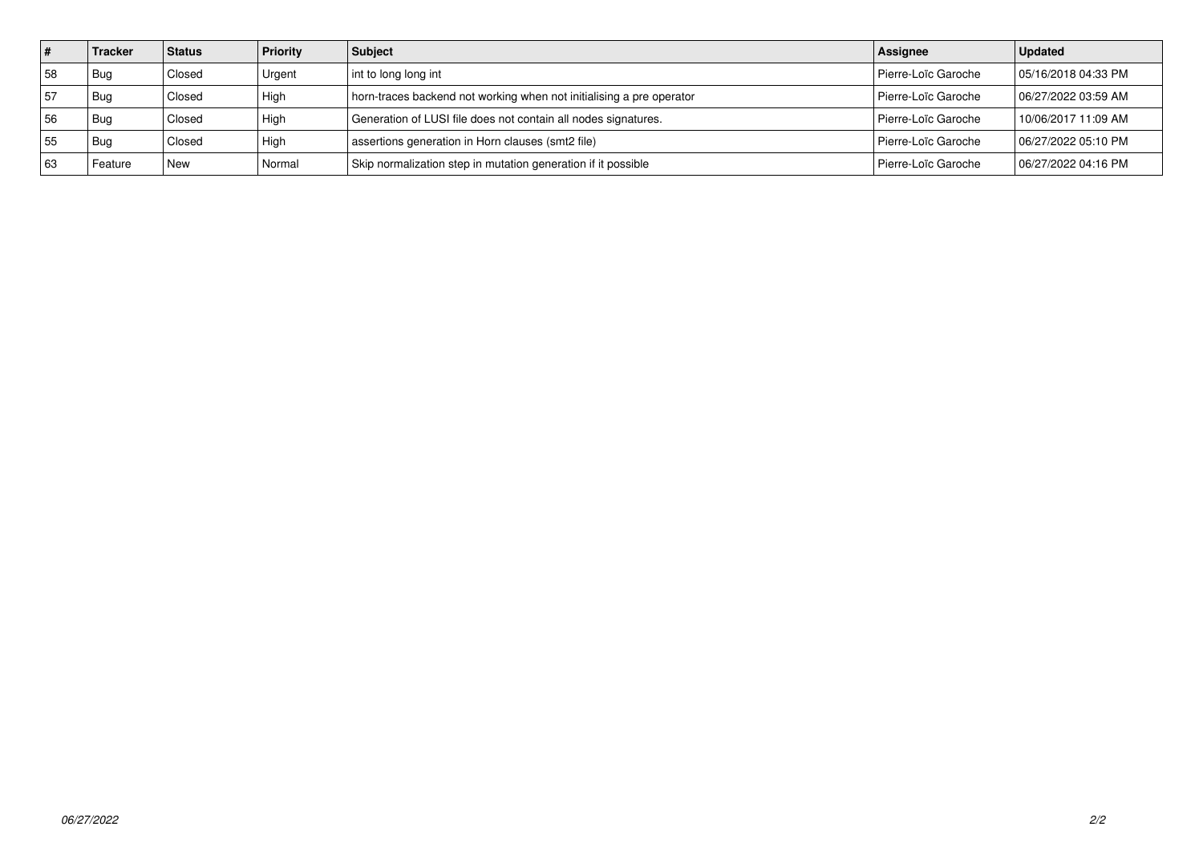| # | Tracker | Status | Priority | Subject | Assignee | Updated |
|---|---|---|---|---|---|---|
| 58 | Bug | Closed | Urgent | int to long long int | Pierre-Loïc Garoche | 05/16/2018 04:33 PM |
| 57 | Bug | Closed | High | horn-traces backend not working when not initialising a pre operator | Pierre-Loïc Garoche | 06/27/2022 03:59 AM |
| 56 | Bug | Closed | High | Generation of LUSI file does not contain all nodes signatures. | Pierre-Loïc Garoche | 10/06/2017 11:09 AM |
| 55 | Bug | Closed | High | assertions generation in Horn clauses (smt2 file) | Pierre-Loïc Garoche | 06/27/2022 05:10 PM |
| 63 | Feature | New | Normal | Skip normalization step in mutation generation if it possible | Pierre-Loïc Garoche | 06/27/2022 04:16 PM |